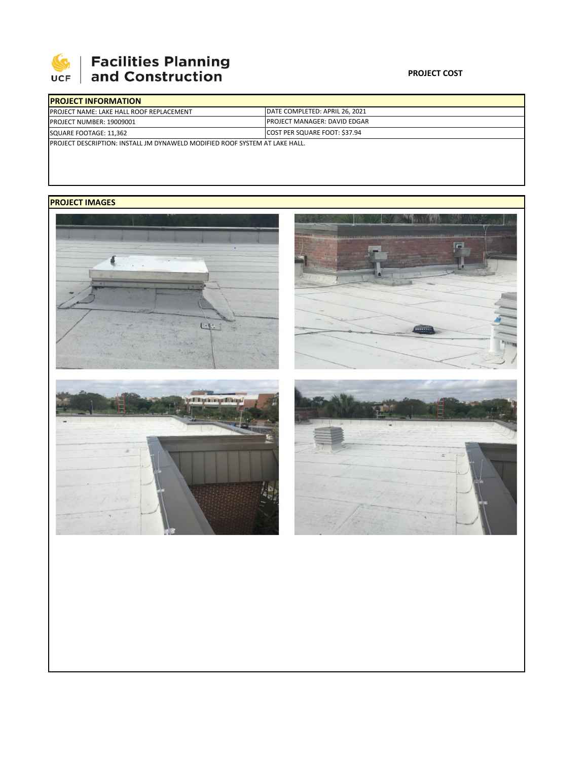# Facilities Planning and Construction

**PROJECT COST**

| PROJECT INFORMATION | |
|---|---|
| PROJECT NAME: LAKE HALL ROOF REPLACEMENT | DATE COMPLETED: APRIL 26, 2021 |
| PROJECT NUMBER: 19009001 | PROJECT MANAGER: DAVID EDGAR |
| SQUARE FOOTAGE: 11,362 | COST PER SQUARE FOOT: $37.94 |
| PROJECT DESCRIPTION: INSTALL JM DYNAWELD MODIFIED ROOF SYSTEM AT LAKE HALL. | |

**PROJECT IMAGES**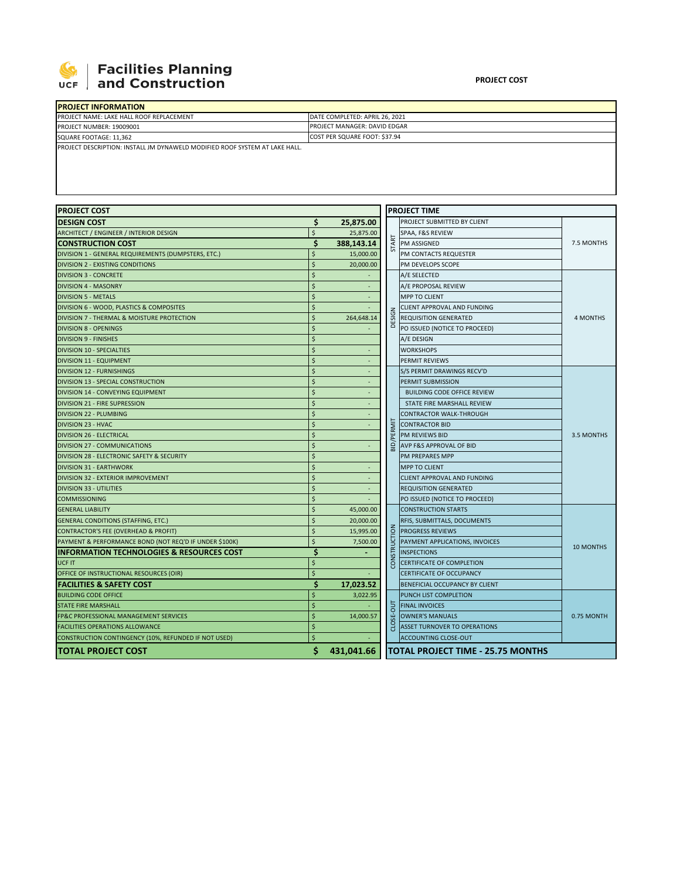**Facilities Planning and Construction**

**PROJECT COST**

| **PROJECT INFORMATION** | |
|---|---|
| PROJECT NAME: LAKE HALL ROOF REPLACEMENT | DATE COMPLETED: APRIL 26, 2021 |
| PROJECT NUMBER: 19009001 | PROJECT MANAGER: DAVID EDGAR |
| SQUARE FOOTAGE: 11,362 | COST PER SQUARE FOOT: $37.94 |
| PROJECT DESCRIPTION: INSTALL JM DYNAWELD MODIFIED ROOF SYSTEM AT LAKE HALL. | |

| **PROJECT COST** | | |
|---|---|---|
| **DESIGN COST** | **$** | **25,875.00** |
| ARCHITECT / ENGINEER / INTERIOR DESIGN | $ | 25,875.00 |
| **CONSTRUCTION COST** | **$** | **388,143.14** |
| DIVISION 1 - GENERAL REQUIREMENTS (DUMPSTERS, ETC.) | $ | 15,000.00 |
| DIVISION 2 - EXISTING CONDITIONS | $ | 20,000.00 |
| DIVISION 3 - CONCRETE | $ | - |
| DIVISION 4 - MASONRY | $ | - |
| DIVISION 5 - METALS | $ | - |
| DIVISION 6 - WOOD, PLASTICS & COMPOSITES | $ | - |
| DIVISION 7 - THERMAL & MOISTURE PROTECTION | $ | 264,648.14 |
| DIVISION 8 - OPENINGS | $ | - |
| DIVISION 9 - FINISHES | $ | |
| DIVISION 10 - SPECIALTIES | $ | - |
| DIVISION 11 - EQUIPMENT | $ | - |
| DIVISION 12 - FURNISHINGS | $ | - |
| DIVISION 13 - SPECIAL CONSTRUCTION | $ | - |
| DIVISION 14 - CONVEYING EQUIPMENT | $ | - |
| DIVISION 21 - FIRE SUPRESSION | $ | - |
| DIVISION 22 - PLUMBING | $ | - |
| DIVISION 23 - HVAC | $ | - |
| DIVISION 26 - ELECTRICAL | $ | |
| DIVISION 27 - COMMUNICATIONS | $ | - |
| DIVISION 28 - ELECTRONIC SAFETY & SECURITY | $ | |
| DIVISION 31 - EARTHWORK | $ | - |
| DIVISION 32 - EXTERIOR IMPROVEMENT | $ | - |
| DIVISION 33 - UTILITIES | $ | - |
| COMMISSIONING | $ | - |
| GENERAL LIABILITY | $ | 45,000.00 |
| GENERAL CONDITIONS (STAFFING, ETC.) | $ | 20,000.00 |
| CONTRACTOR'S FEE (OVERHEAD & PROFIT) | $ | 15,995.00 |
| PAYMENT & PERFORMANCE BOND (NOT REQ'D IF UNDER $100K) | $ | 7,500.00 |
| **INFORMATION TECHNOLOGIES & RESOURCES COST** | **$** | **-** |
| UCF IT | $ | |
| OFFICE OF INSTRUCTIONAL RESOURCES (OIR) | $ | - |
| **FACILITIES & SAFETY COST** | **$** | **17,023.52** |
| BUILDING CODE OFFICE | $ | 3,022.95 |
| STATE FIRE MARSHALL | $ | - |
| FP&C PROFESSIONAL MANAGEMENT SERVICES | $ | 14,000.57 |
| FACILITIES OPERATIONS ALLOWANCE | $ | |
| CONSTRUCTION CONTINGENCY (10%, REFUNDED IF NOT USED) | $ | - |
| **TOTAL PROJECT COST** | **$** | **431,041.66** |

| **PROJECT TIME** | | |
|---|---|---|
| START | PROJECT SUBMITTED BY CLIENT | 7.5 MONTHS |
| | SPAA, F&S REVIEW | |
| | PM ASSIGNED | |
| | PM CONTACTS REQUESTER | |
| | PM DEVELOPS SCOPE | |
| DESIGN | A/E SELECTED | 4 MONTHS |
| | A/E PROPOSAL REVIEW | |
| | MPP TO CLIENT | |
| | CLIENT APPROVAL AND FUNDING | |
| | REQUISITION GENERATED | |
| | PO ISSUED (NOTICE TO PROCEED) | |
| | A/E DESIGN | |
| | WORKSHOPS | |
| | PERMIT REVIEWS | |
| BID/PERMIT | S/S PERMIT DRAWINGS RECV'D | 3.5 MONTHS |
| | PERMIT SUBMISSION | |
| | BUILDING CODE OFFICE REVIEW | |
| | STATE FIRE MARSHALL REVIEW | |
| | CONTRACTOR WALK-THROUGH | |
| | CONTRACTOR BID | |
| | PM REVIEWS BID | |
| | AVP F&S APPROVAL OF BID | |
| | PM PREPARES MPP | |
| | MPP TO CLIENT | |
| | CLIENT APPROVAL AND FUNDING | |
| | REQUISITION GENERATED | |
| | PO ISSUED (NOTICE TO PROCEED) | |
| CONSTRUCTION | CONSTRUCTION STARTS | 10 MONTHS |
| | RFIS, SUBMITTALS, DOCUMENTS | |
| | PROGRESS REVIEWS | |
| | PAYMENT APPLICATIONS, INVOICES | |
| | INSPECTIONS | |
| | CERTIFICATE OF COMPLETION | |
| | CERTIFICATE OF OCCUPANCY | |
| | BENEFICIAL OCCUPANCY BY CLIENT | |
| CLOSE-OUT | PUNCH LIST COMPLETION | 0.75 MONTH |
| | FINAL INVOICES | |
| | OWNER'S MANUALS | |
| | ASSET TURNOVER TO OPERATIONS | |
| | ACCOUNTING CLOSE-OUT | |
| **TOTAL PROJECT TIME - 25.75 MONTHS** | | |